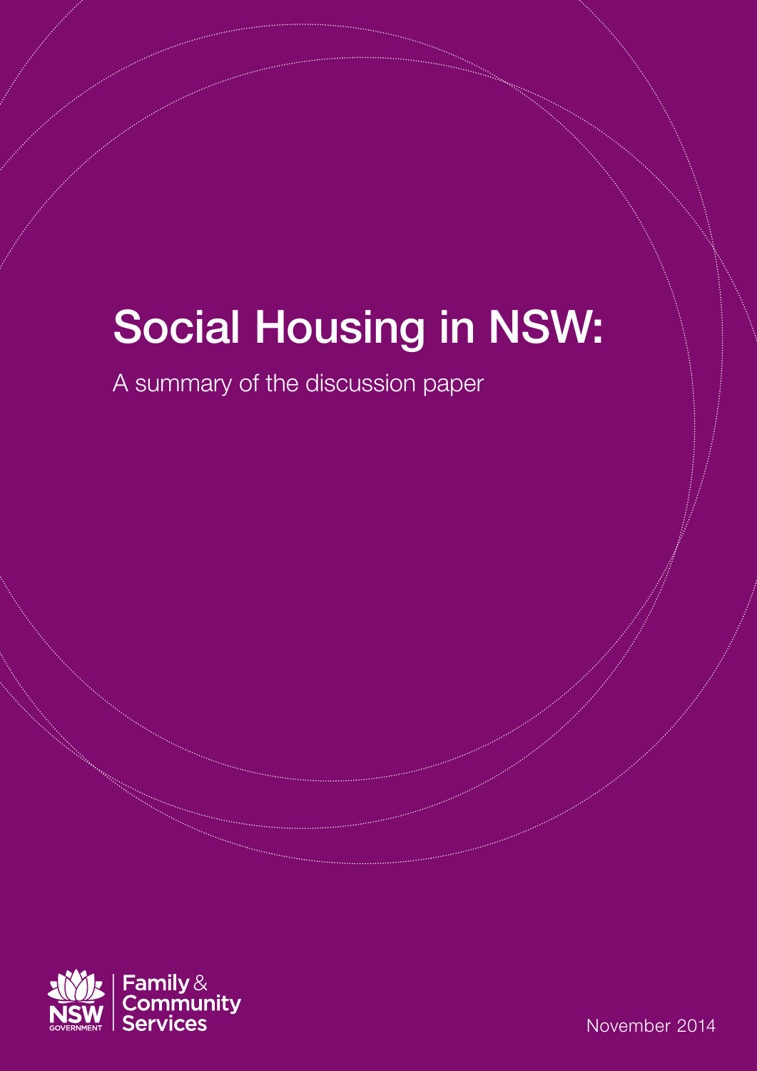# Social Housing in NSW:

A summary of the discussion paper

NSW GOVERNMENT | Family & Community Services

November 2014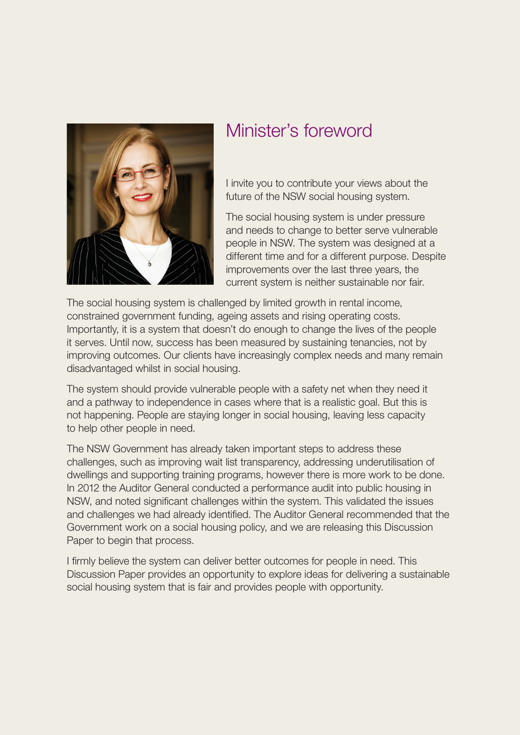# Minister's foreword

I invite you to contribute your views about the future of the NSW social housing system.

The social housing system is under pressure and needs to change to better serve vulnerable people in NSW. The system was designed at a different time and for a different purpose. Despite improvements over the last three years, the current system is neither sustainable nor fair.

The social housing system is challenged by limited growth in rental income, constrained government funding, ageing assets and rising operating costs. Importantly, it is a system that doesn't do enough to change the lives of the people it serves. Until now, success has been measured by sustaining tenancies, not by improving outcomes. Our clients have increasingly complex needs and many remain disadvantaged whilst in social housing.

The system should provide vulnerable people with a safety net when they need it and a pathway to independence in cases where that is a realistic goal. But this is not happening. People are staying longer in social housing, leaving less capacity to help other people in need.

The NSW Government has already taken important steps to address these challenges, such as improving wait list transparency, addressing underutilisation of dwellings and supporting training programs, however there is more work to be done. In 2012 the Auditor General conducted a performance audit into public housing in NSW, and noted significant challenges within the system. This validated the issues and challenges we had already identified. The Auditor General recommended that the Government work on a social housing policy, and we are releasing this Discussion Paper to begin that process.

I firmly believe the system can deliver better outcomes for people in need. This Discussion Paper provides an opportunity to explore ideas for delivering a sustainable social housing system that is fair and provides people with opportunity.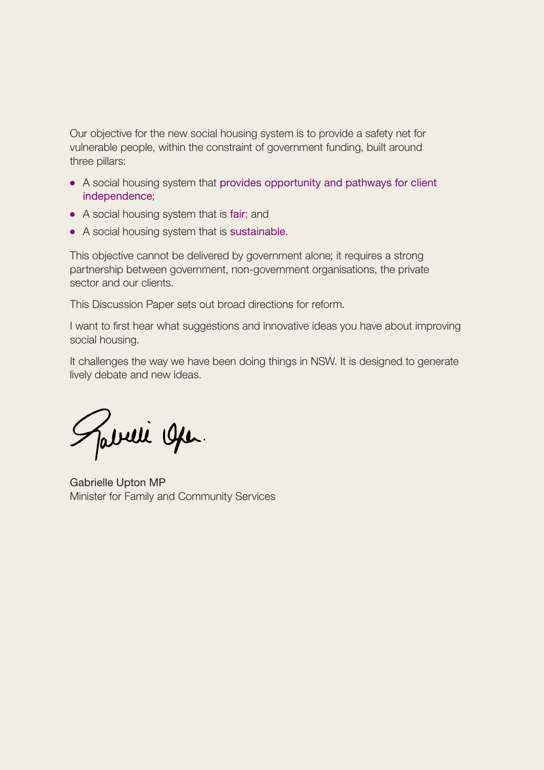Our objective for the new social housing system is to provide a safety net for vulnerable people, within the constraint of government funding, built around three pillars:

- A social housing system that provides opportunity and pathways for client independence;
- A social housing system that is fair; and
- A social housing system that is sustainable.

This objective cannot be delivered by government alone; it requires a strong partnership between government, non-government organisations, the private sector and our clients.

This Discussion Paper sets out broad directions for reform.

I want to first hear what suggestions and innovative ideas you have about improving social housing.

It challenges the way we have been doing things in NSW. It is designed to generate lively debate and new ideas.

Gabrielle Upton MP
Minister for Family and Community Services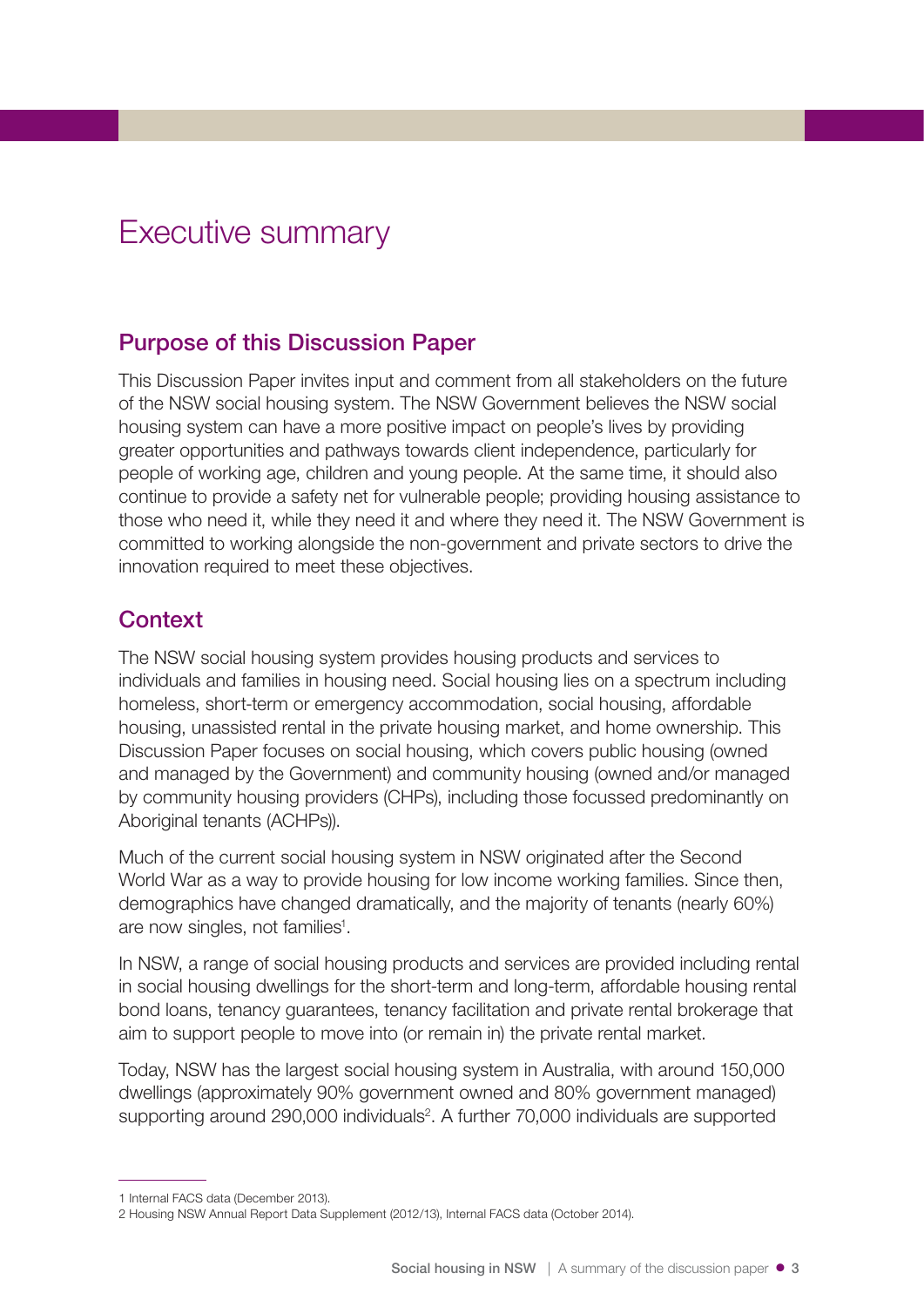# Executive summary

## Purpose of this Discussion Paper

This Discussion Paper invites input and comment from all stakeholders on the future of the NSW social housing system. The NSW Government believes the NSW social housing system can have a more positive impact on people's lives by providing greater opportunities and pathways towards client independence, particularly for people of working age, children and young people. At the same time, it should also continue to provide a safety net for vulnerable people; providing housing assistance to those who need it, while they need it and where they need it. The NSW Government is committed to working alongside the non-government and private sectors to drive the innovation required to meet these objectives.

## Context

The NSW social housing system provides housing products and services to individuals and families in housing need. Social housing lies on a spectrum including homeless, short-term or emergency accommodation, social housing, affordable housing, unassisted rental in the private housing market, and home ownership. This Discussion Paper focuses on social housing, which covers public housing (owned and managed by the Government) and community housing (owned and/or managed by community housing providers (CHPs), including those focussed predominantly on Aboriginal tenants (ACHPs)).

Much of the current social housing system in NSW originated after the Second World War as a way to provide housing for low income working families. Since then, demographics have changed dramatically, and the majority of tenants (nearly 60%) are now singles, not families[1].

In NSW, a range of social housing products and services are provided including rental in social housing dwellings for the short-term and long-term, affordable housing rental bond loans, tenancy guarantees, tenancy facilitation and private rental brokerage that aim to support people to move into (or remain in) the private rental market.

Today, NSW has the largest social housing system in Australia, with around 150,000 dwellings (approximately 90% government owned and 80% government managed) supporting around 290,000 individuals[2]. A further 70,000 individuals are supported

1 Internal FACS data (December 2013).

2 Housing NSW Annual Report Data Supplement (2012/13), Internal FACS data (October 2014).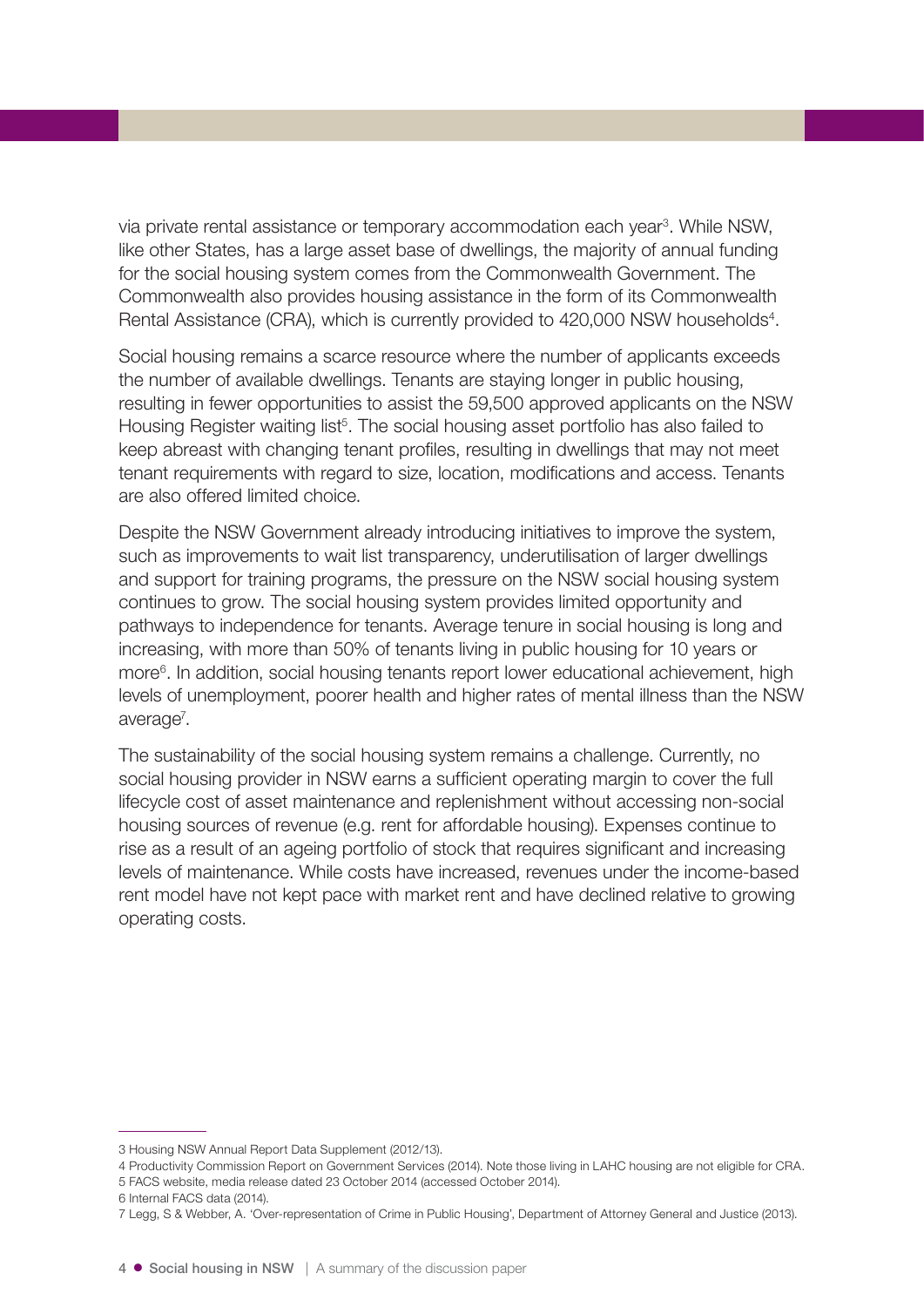via private rental assistance or temporary accommodation each year[3]. While NSW, like other States, has a large asset base of dwellings, the majority of annual funding for the social housing system comes from the Commonwealth Government. The Commonwealth also provides housing assistance in the form of its Commonwealth Rental Assistance (CRA), which is currently provided to 420,000 NSW households[4].

Social housing remains a scarce resource where the number of applicants exceeds the number of available dwellings. Tenants are staying longer in public housing, resulting in fewer opportunities to assist the 59,500 approved applicants on the NSW Housing Register waiting list[5]. The social housing asset portfolio has also failed to keep abreast with changing tenant profiles, resulting in dwellings that may not meet tenant requirements with regard to size, location, modifications and access. Tenants are also offered limited choice.

Despite the NSW Government already introducing initiatives to improve the system, such as improvements to wait list transparency, underutilisation of larger dwellings and support for training programs, the pressure on the NSW social housing system continues to grow. The social housing system provides limited opportunity and pathways to independence for tenants. Average tenure in social housing is long and increasing, with more than 50% of tenants living in public housing for 10 years or more[6]. In addition, social housing tenants report lower educational achievement, high levels of unemployment, poorer health and higher rates of mental illness than the NSW average[7].

The sustainability of the social housing system remains a challenge. Currently, no social housing provider in NSW earns a sufficient operating margin to cover the full lifecycle cost of asset maintenance and replenishment without accessing non-social housing sources of revenue (e.g. rent for affordable housing). Expenses continue to rise as a result of an ageing portfolio of stock that requires significant and increasing levels of maintenance. While costs have increased, revenues under the income-based rent model have not kept pace with market rent and have declined relative to growing operating costs.

---

3 Housing NSW Annual Report Data Supplement (2012/13).

4 Productivity Commission Report on Government Services (2014). Note those living in LAHC housing are not eligible for CRA.

5 FACS website, media release dated 23 October 2014 (accessed October 2014).

6 Internal FACS data (2014).

7 Legg, S & Webber, A. 'Over-representation of Crime in Public Housing', Department of Attorney General and Justice (2013).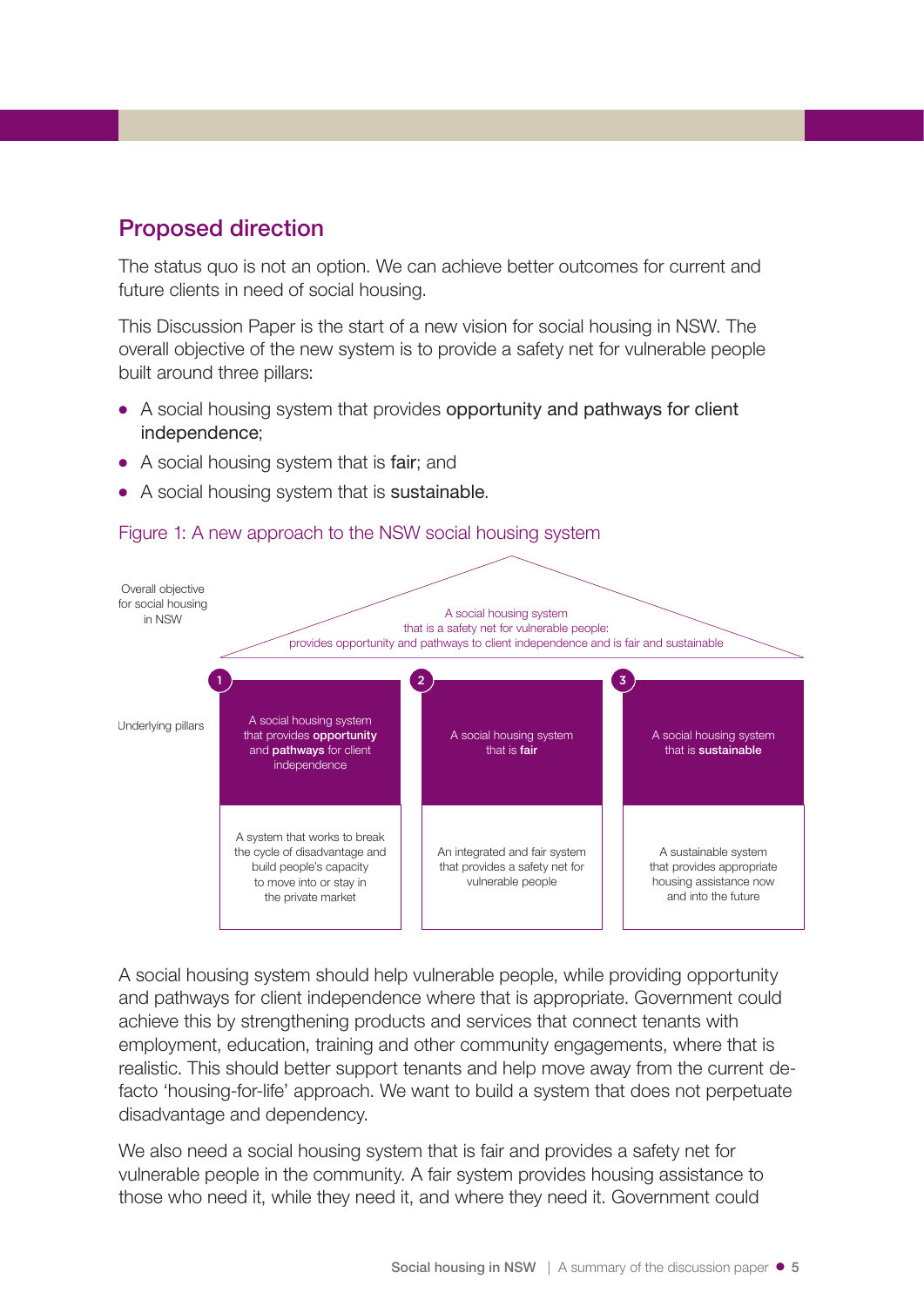## Proposed direction

The status quo is not an option. We can achieve better outcomes for current and future clients in need of social housing.

This Discussion Paper is the start of a new vision for social housing in NSW. The overall objective of the new system is to provide a safety net for vulnerable people built around three pillars:

- A social housing system that provides opportunity and pathways for client independence;
- A social housing system that is fair; and
- A social housing system that is sustainable.

Figure 1: A new approach to the NSW social housing system

**Overall objective for social housing in NSW**

A social housing system that is a safety net for vulnerable people: provides opportunity and pathways to client independence and is fair and sustainable

**Underlying pillars**

| 1 | 2 | 3 |
| --- | --- | --- |
| A social housing system that provides **opportunity** and **pathways** for client independence | A social housing system that is **fair** | A social housing system that is **sustainable** |
| A system that works to break the cycle of disadvantage and build people's capacity to move into or stay in the private market | An integrated and fair system that provides a safety net for vulnerable people | A sustainable system that provides appropriate housing assistance now and into the future |

A social housing system should help vulnerable people, while providing opportunity and pathways for client independence where that is appropriate. Government could achieve this by strengthening products and services that connect tenants with employment, education, training and other community engagements, where that is realistic. This should better support tenants and help move away from the current de-facto 'housing-for-life' approach. We want to build a system that does not perpetuate disadvantage and dependency.

We also need a social housing system that is fair and provides a safety net for vulnerable people in the community. A fair system provides housing assistance to those who need it, while they need it, and where they need it. Government could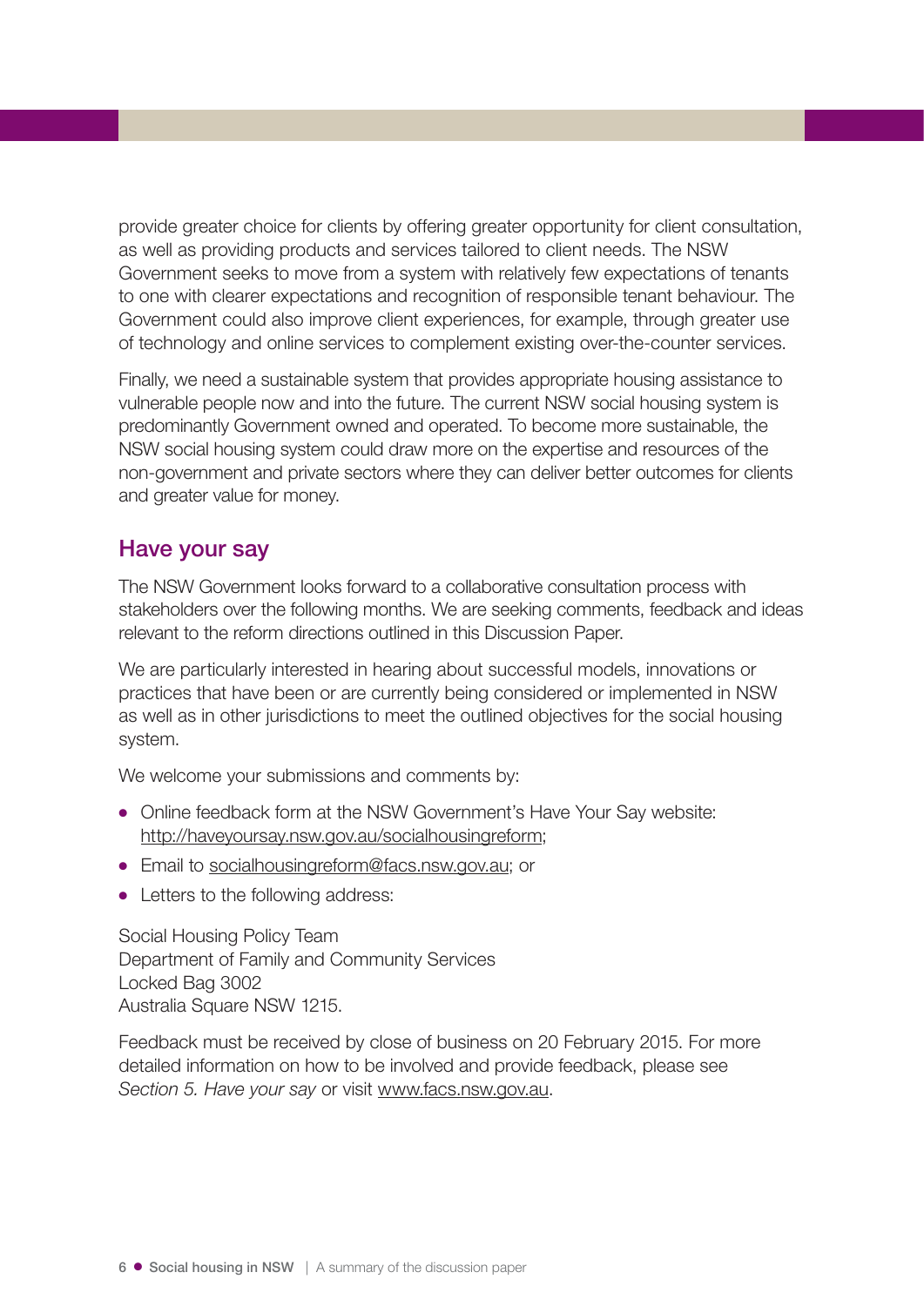provide greater choice for clients by offering greater opportunity for client consultation, as well as providing products and services tailored to client needs. The NSW Government seeks to move from a system with relatively few expectations of tenants to one with clearer expectations and recognition of responsible tenant behaviour. The Government could also improve client experiences, for example, through greater use of technology and online services to complement existing over-the-counter services.

Finally, we need a sustainable system that provides appropriate housing assistance to vulnerable people now and into the future. The current NSW social housing system is predominantly Government owned and operated. To become more sustainable, the NSW social housing system could draw more on the expertise and resources of the non-government and private sectors where they can deliver better outcomes for clients and greater value for money.

## Have your say

The NSW Government looks forward to a collaborative consultation process with stakeholders over the following months. We are seeking comments, feedback and ideas relevant to the reform directions outlined in this Discussion Paper.

We are particularly interested in hearing about successful models, innovations or practices that have been or are currently being considered or implemented in NSW as well as in other jurisdictions to meet the outlined objectives for the social housing system.

We welcome your submissions and comments by:

- Online feedback form at the NSW Government's Have Your Say website: http://haveyoursay.nsw.gov.au/socialhousingreform;
- Email to socialhousingreform@facs.nsw.gov.au; or
- Letters to the following address:

Social Housing Policy Team
Department of Family and Community Services
Locked Bag 3002
Australia Square NSW 1215.

Feedback must be received by close of business on 20 February 2015. For more detailed information on how to be involved and provide feedback, please see *Section 5. Have your say* or visit www.facs.nsw.gov.au.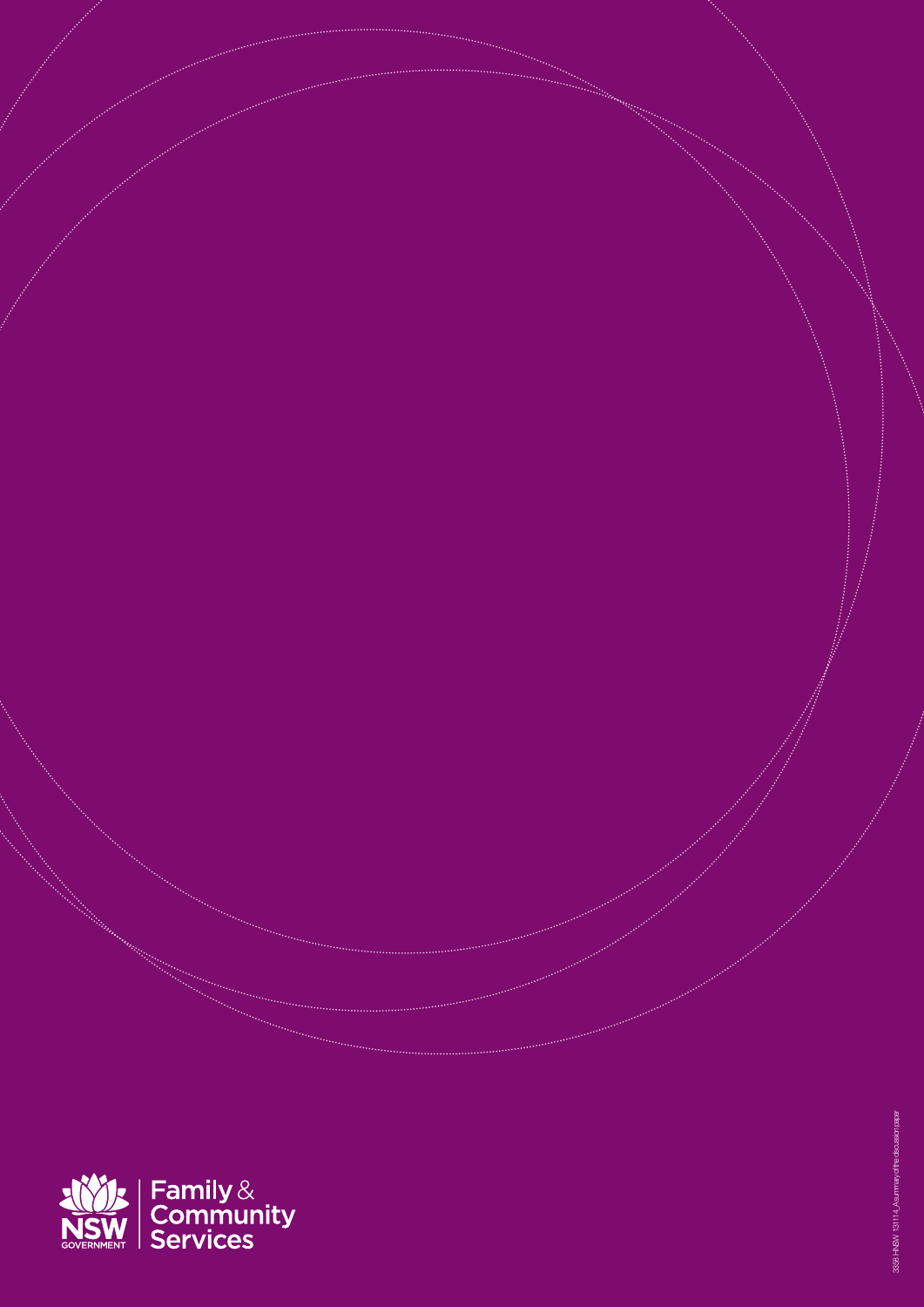Family & Community Services

NSW GOVERNMENT

3358 HNSW 131114_A summary of the discussion paper